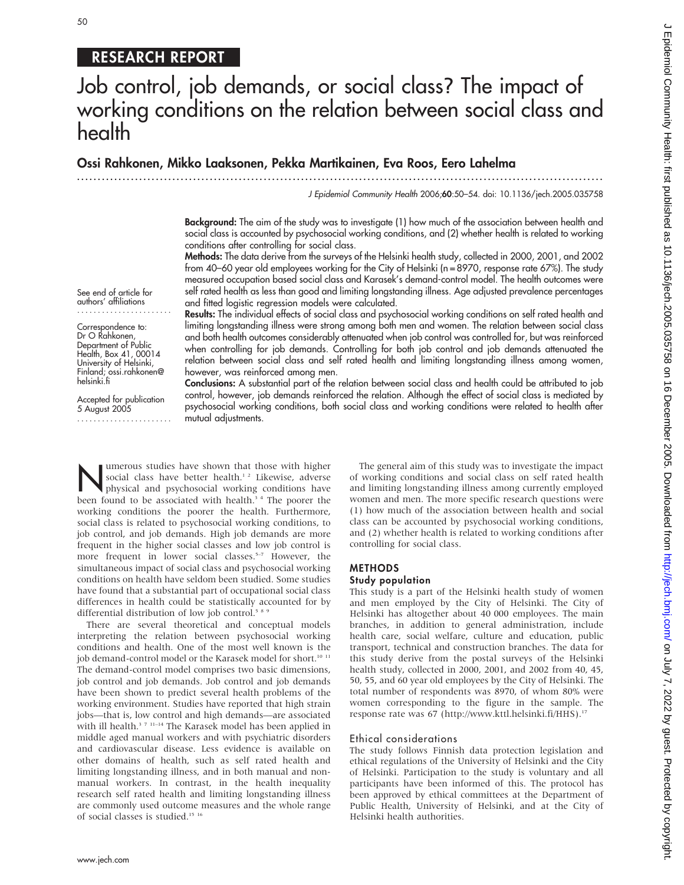## RESEARCH REPORT

# Job control, job demands, or social class? The impact of working conditions on the relation between social class and health

**Ossi Rahkonen, Mikko Laaksonen, Pekka Martikainen, Eva Roos, Eero Lahelma**

*J Epidemiol Community Health* 2006;**60**:50–54. doi: 10.1136/jech.2005.035758

See end of article for authors' affiliations

Correspondence to: Dr O Rahkonen, Department of Public Health, Box 41, 00014 University of Helsinki, Finland; ossi.rahkonen@helsinki.fi

Accepted for publication 5 August 2005

**Background:** The aim of the study was to investigate (1) how much of the association between health and social class is accounted by psychosocial working conditions, and (2) whether health is related to working conditions after controlling for social class.

**Methods:** The data derive from the surveys of the Helsinki health study, collected in 2000, 2001, and 2002 from 40–60 year old employees working for the City of Helsinki (n = 8970, response rate 67%). The study measured occupation based social class and Karasek's demand-control model. The health outcomes were self rated health as less than good and limiting longstanding illness. Age adjusted prevalence percentages and fitted logistic regression models were calculated.

**Results:** The individual effects of social class and psychosocial working conditions on self rated health and limiting longstanding illness were strong among both men and women. The relation between social class and both health outcomes considerably attenuated when job control was controlled for, but was reinforced when controlling for job demands. Controlling for both job control and job demands attenuated the relation between social class and self rated health and limiting longstanding illness among women, however, was reinforced among men.

**Conclusions:** A substantial part of the relation between social class and health could be attributed to job control, however, job demands reinforced the relation. Although the effect of social class is mediated by psychosocial working conditions, both social class and working conditions were related to health after mutual adjustments.

Numerous studies have shown that those with higher social class have better health.[1,2] Likewise, adverse physical and psychosocial working conditions have been found to be associated with health.[3,4] The poorer the working conditions the poorer the health. Furthermore, social class is related to psychosocial working conditions, to job control, and job demands. High job demands are more frequent in the higher social classes and low job control is more frequent in lower social classes.[5–7] However, the simultaneous impact of social class and psychosocial working conditions on health have seldom been studied. Some studies have found that a substantial part of occupational social class differences in health could be statistically accounted for by differential distribution of low job control.[5,8,9]

There are several theoretical and conceptual models interpreting the relation between psychosocial working conditions and health. One of the most well known is the job demand-control model or the Karasek model for short.[10,11] The demand-control model comprises two basic dimensions, job control and job demands. Job control and job demands have been shown to predict several health problems of the working environment. Studies have reported that high strain jobs—that is, low control and high demands—are associated with ill health.[3,7,11–14] The Karasek model has been applied in middle aged manual workers and with psychiatric disorders and cardiovascular disease. Less evidence is available on other domains of health, such as self rated health and limiting longstanding illness, and in both manual and non-manual workers. In contrast, in the health inequality research self rated health and limiting longstanding illness are commonly used outcome measures and the whole range of social classes is studied.[15,16]

The general aim of this study was to investigate the impact of working conditions and social class on self rated health and limiting longstanding illness among currently employed women and men. The more specific research questions were (1) how much of the association between health and social class can be accounted by psychosocial working conditions, and (2) whether health is related to working conditions after controlling for social class.

## METHODS

### Study population

This study is a part of the Helsinki health study of women and men employed by the City of Helsinki. The City of Helsinki has altogether about 40 000 employees. The main branches, in addition to general administration, include health care, social welfare, culture and education, public transport, technical and construction branches. The data for this study derive from the postal surveys of the Helsinki health study, collected in 2000, 2001, and 2002 from 40, 45, 50, 55, and 60 year old employees by the City of Helsinki. The total number of respondents was 8970, of whom 80% were women corresponding to the figure in the sample. The response rate was 67 (http://www.kttl.helsinki.fi/HHS).[17]

### Ethical considerations

The study follows Finnish data protection legislation and ethical regulations of the University of Helsinki and the City of Helsinki. Participation to the study is voluntary and all participants have been informed of this. The protocol has been approved by ethical committees at the Department of Public Health, University of Helsinki, and at the City of Helsinki health authorities.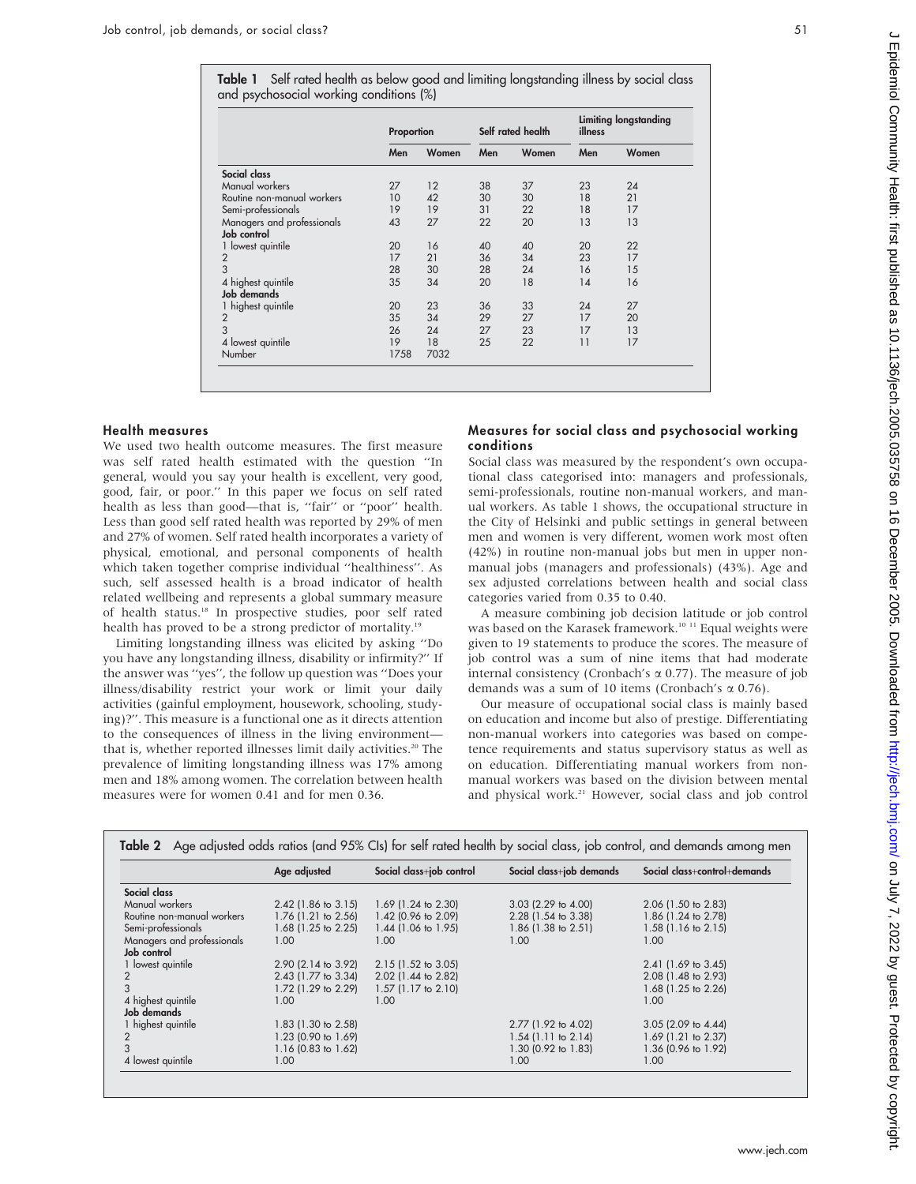**Table 1** Self rated health as below good and limiting longstanding illness by social class and psychosocial working conditions (%)

| | Proportion | | Self rated health | | Limiting longstanding illness | |
|---|---|---|---|---|---|---|
| | Men | Women | Men | Women | Men | Women |
| **Social class** | | | | | | |
| Manual workers | 27 | 12 | 38 | 37 | 23 | 24 |
| Routine non-manual workers | 10 | 42 | 30 | 30 | 18 | 21 |
| Semi-professionals | 19 | 19 | 31 | 22 | 18 | 17 |
| Managers and professionals | 43 | 27 | 22 | 20 | 13 | 13 |
| **Job control** | | | | | | |
| 1 lowest quintile | 20 | 16 | 40 | 40 | 20 | 22 |
| 2 | 17 | 21 | 36 | 34 | 23 | 17 |
| 3 | 28 | 30 | 28 | 24 | 16 | 15 |
| 4 highest quintile | 35 | 34 | 20 | 18 | 14 | 16 |
| **Job demands** | | | | | | |
| 1 highest quintile | 20 | 23 | 36 | 33 | 24 | 27 |
| 2 | 35 | 34 | 29 | 27 | 17 | 20 |
| 3 | 26 | 24 | 27 | 23 | 17 | 13 |
| 4 lowest quintile | 19 | 18 | 25 | 22 | 11 | 17 |
| Number | 1758 | 7032 | | | | |

### Health measures

We used two health outcome measures. The first measure was self rated health estimated with the question "In general, would you say your health is excellent, very good, good, fair, or poor." In this paper we focus on self rated health as less than good—that is, "fair" or "poor" health. Less than good self rated health was reported by 29% of men and 27% of women. Self rated health incorporates a variety of physical, emotional, and personal components of health which taken together comprise individual "healthiness". As such, self assessed health is a broad indicator of health related wellbeing and represents a global summary measure of health status.[18] In prospective studies, poor self rated health has proved to be a strong predictor of mortality.[19]

Limiting longstanding illness was elicited by asking "Do you have any longstanding illness, disability or infirmity?" If the answer was "yes", the follow up question was "Does your illness/disability restrict your work or limit your daily activities (gainful employment, housework, schooling, studying)?". This measure is a functional one as it directs attention to the consequences of illness in the living environment—that is, whether reported illnesses limit daily activities.[20] The prevalence of limiting longstanding illness was 17% among men and 18% among women. The correlation between health measures were for women 0.41 and for men 0.36.

### Measures for social class and psychosocial working conditions

Social class was measured by the respondent's own occupational class categorised into: managers and professionals, semi-professionals, routine non-manual workers, and manual workers. As table 1 shows, the occupational structure in the City of Helsinki and public settings in general between men and women is very different, women work most often (42%) in routine non-manual jobs but men in upper non-manual jobs (managers and professionals) (43%). Age and sex adjusted correlations between health and social class categories varied from 0.35 to 0.40.

A measure combining job decision latitude or job control was based on the Karasek framework.[10 11] Equal weights were given to 19 statements to produce the scores. The measure of job control was a sum of nine items that had moderate internal consistency (Cronbach's $\alpha$ 0.77). The measure of job demands was a sum of 10 items (Cronbach's $\alpha$ 0.76).

Our measure of occupational social class is mainly based on education and income but also of prestige. Differentiating non-manual workers into categories was based on competence requirements and status supervisory status as well as on education. Differentiating manual workers from non-manual workers was based on the division between mental and physical work.[21] However, social class and job control

**Table 2** Age adjusted odds ratios (and 95% CIs) for self rated health by social class, job control, and demands among men

| | Age adjusted | Social class+job control | Social class+job demands | Social class+control+demands |
|---|---|---|---|---|
| **Social class** | | | | |
| Manual workers | 2.42 (1.86 to 3.15) | 1.69 (1.24 to 2.30) | 3.03 (2.29 to 4.00) | 2.06 (1.50 to 2.83) |
| Routine non-manual workers | 1.76 (1.21 to 2.56) | 1.42 (0.96 to 2.09) | 2.28 (1.54 to 3.38) | 1.86 (1.24 to 2.78) |
| Semi-professionals | 1.68 (1.25 to 2.25) | 1.44 (1.06 to 1.95) | 1.86 (1.38 to 2.51) | 1.58 (1.16 to 2.15) |
| Managers and professionals | 1.00 | 1.00 | 1.00 | 1.00 |
| **Job control** | | | | |
| 1 lowest quintile | 2.90 (2.14 to 3.92) | 2.15 (1.52 to 3.05) | | 2.41 (1.69 to 3.45) |
| 2 | 2.43 (1.77 to 3.34) | 2.02 (1.44 to 2.82) | | 2.08 (1.48 to 2.93) |
| 3 | 1.72 (1.29 to 2.29) | 1.57 (1.17 to 2.10) | | 1.68 (1.25 to 2.26) |
| 4 highest quintile | 1.00 | 1.00 | | 1.00 |
| **Job demands** | | | | |
| 1 highest quintile | 1.83 (1.30 to 2.58) | | 2.77 (1.92 to 4.02) | 3.05 (2.09 to 4.44) |
| 2 | 1.23 (0.90 to 1.69) | | 1.54 (1.11 to 2.14) | 1.69 (1.21 to 2.37) |
| 3 | 1.16 (0.83 to 1.62) | | 1.30 (0.92 to 1.83) | 1.36 (0.96 to 1.92) |
| 4 lowest quintile | 1.00 | | 1.00 | 1.00 |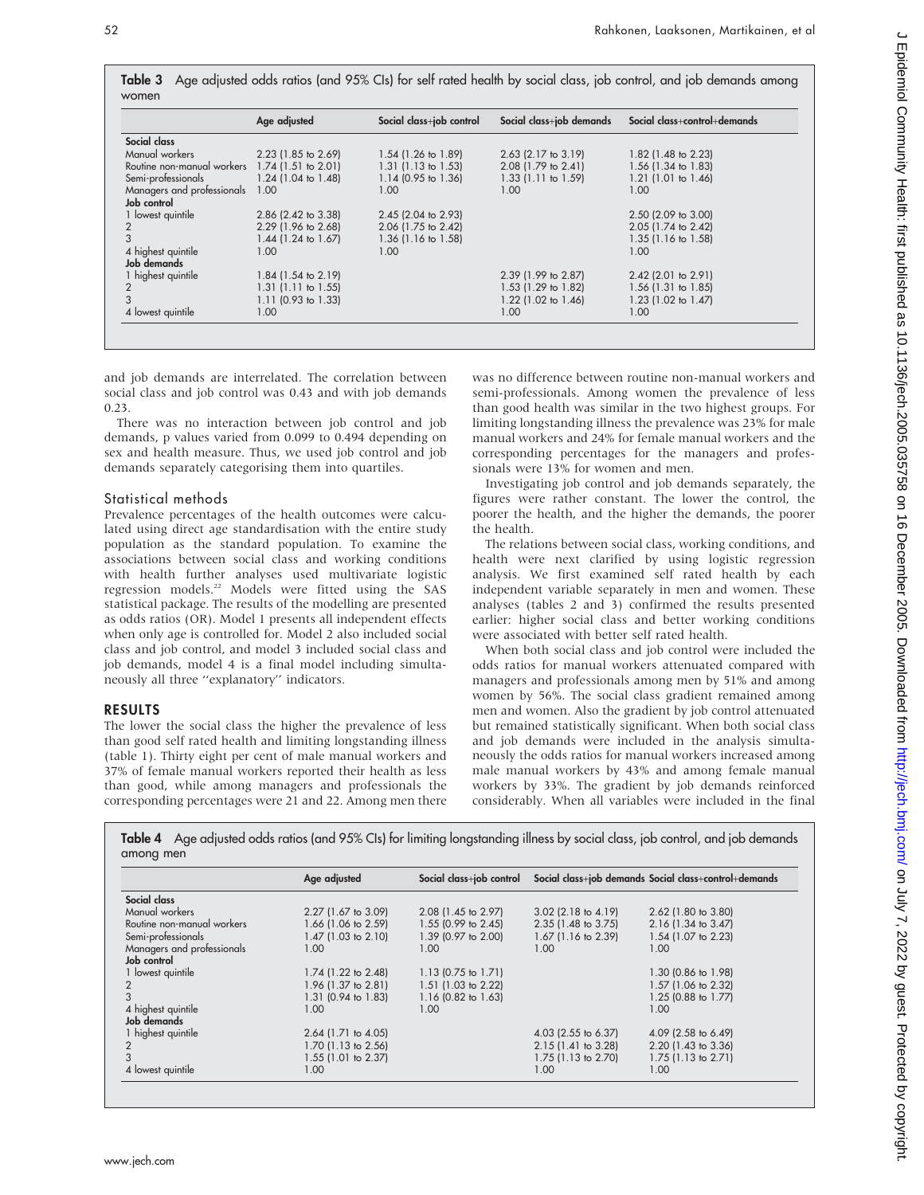**Table 3** Age adjusted odds ratios (and 95% CIs) for self rated health by social class, job control, and job demands among women

| | Age adjusted | Social class+job control | Social class+job demands | Social class+control+demands |
|---|---|---|---|---|
| **Social class** | | | | |
| Manual workers | 2.23 (1.85 to 2.69) | 1.54 (1.26 to 1.89) | 2.63 (2.17 to 3.19) | 1.82 (1.48 to 2.23) |
| Routine non-manual workers | 1.74 (1.51 to 2.01) | 1.31 (1.13 to 1.53) | 2.08 (1.79 to 2.41) | 1.56 (1.34 to 1.83) |
| Semi-professionals | 1.24 (1.04 to 1.48) | 1.14 (0.95 to 1.36) | 1.33 (1.11 to 1.59) | 1.21 (1.01 to 1.46) |
| Managers and professionals | 1.00 | 1.00 | 1.00 | 1.00 |
| **Job control** | | | | |
| 1 lowest quintile | 2.86 (2.42 to 3.38) | 2.45 (2.04 to 2.93) | | 2.50 (2.09 to 3.00) |
| 2 | 2.29 (1.96 to 2.68) | 2.06 (1.75 to 2.42) | | 2.05 (1.74 to 2.42) |
| 3 | 1.44 (1.24 to 1.67) | 1.36 (1.16 to 1.58) | | 1.35 (1.16 to 1.58) |
| 4 highest quintile | 1.00 | 1.00 | | 1.00 |
| **Job demands** | | | | |
| 1 highest quintile | 1.84 (1.54 to 2.19) | | 2.39 (1.99 to 2.87) | 2.42 (2.01 to 2.91) |
| 2 | 1.31 (1.11 to 1.55) | | 1.53 (1.29 to 1.82) | 1.56 (1.31 to 1.85) |
| 3 | 1.11 (0.93 to 1.33) | | 1.22 (1.02 to 1.46) | 1.23 (1.02 to 1.47) |
| 4 lowest quintile | 1.00 | | 1.00 | 1.00 |

and job demands are interrelated. The correlation between social class and job control was 0.43 and with job demands 0.23.

There was no interaction between job control and job demands, p values varied from 0.099 to 0.494 depending on sex and health measure. Thus, we used job control and job demands separately categorising them into quartiles.

## Statistical methods

Prevalence percentages of the health outcomes were calculated using direct age standardisation with the entire study population as the standard population. To examine the associations between social class and working conditions with health further analyses used multivariate logistic regression models.[22] Models were fitted using the SAS statistical package. The results of the modelling are presented as odds ratios (OR). Model 1 presents all independent effects when only age is controlled for. Model 2 also included social class and job control, and model 3 included social class and job demands, model 4 is a final model including simultaneously all three "explanatory" indicators.

## RESULTS

The lower the social class the higher the prevalence of less than good self rated health and limiting longstanding illness (table 1). Thirty eight per cent of male manual workers and 37% of female manual workers reported their health as less than good, while among managers and professionals the corresponding percentages were 21 and 22. Among men there was no difference between routine non-manual workers and semi-professionals. Among women the prevalence of less than good health was similar in the two highest groups. For limiting longstanding illness the prevalence was 23% for male manual workers and 24% for female manual workers and the corresponding percentages for the managers and professionals were 13% for women and men.

Investigating job control and job demands separately, the figures were rather constant. The lower the control, the poorer the health, and the higher the demands, the poorer the health.

The relations between social class, working conditions, and health were next clarified by using logistic regression analysis. We first examined self rated health by each independent variable separately in men and women. These analyses (tables 2 and 3) confirmed the results presented earlier: higher social class and better working conditions were associated with better self rated health.

When both social class and job control were included the odds ratios for manual workers attenuated compared with managers and professionals among men by 51% and among women by 56%. The social class gradient remained among men and women. Also the gradient by job control attenuated but remained statistically significant. When both social class and job demands were included in the analysis simultaneously the odds ratios for manual workers increased among male manual workers by 43% and among female manual workers by 33%. The gradient by job demands reinforced considerably. When all variables were included in the final

**Table 4** Age adjusted odds ratios (and 95% CIs) for limiting longstanding illness by social class, job control, and job demands among men

| | Age adjusted | Social class+job control | Social class+job demands | Social class+control+demands |
|---|---|---|---|---|
| **Social class** | | | | |
| Manual workers | 2.27 (1.67 to 3.09) | 2.08 (1.45 to 2.97) | 3.02 (2.18 to 4.19) | 2.62 (1.80 to 3.80) |
| Routine non-manual workers | 1.66 (1.06 to 2.59) | 1.55 (0.99 to 2.45) | 2.35 (1.48 to 3.75) | 2.16 (1.34 to 3.47) |
| Semi-professionals | 1.47 (1.03 to 2.10) | 1.39 (0.97 to 2.00) | 1.67 (1.16 to 2.39) | 1.54 (1.07 to 2.23) |
| Managers and professionals | 1.00 | 1.00 | 1.00 | 1.00 |
| **Job control** | | | | |
| 1 lowest quintile | 1.74 (1.22 to 2.48) | 1.13 (0.75 to 1.71) | | 1.30 (0.86 to 1.98) |
| 2 | 1.96 (1.37 to 2.81) | 1.51 (1.03 to 2.22) | | 1.57 (1.06 to 2.32) |
| 3 | 1.31 (0.94 to 1.83) | 1.16 (0.82 to 1.63) | | 1.25 (0.88 to 1.77) |
| 4 highest quintile | 1.00 | 1.00 | | 1.00 |
| **Job demands** | | | | |
| 1 highest quintile | 2.64 (1.71 to 4.05) | | 4.03 (2.55 to 6.37) | 4.09 (2.58 to 6.49) |
| 2 | 1.70 (1.13 to 2.56) | | 2.15 (1.41 to 3.28) | 2.20 (1.43 to 3.36) |
| 3 | 1.55 (1.01 to 2.37) | | 1.75 (1.13 to 2.70) | 1.75 (1.13 to 2.71) |
| 4 lowest quintile | 1.00 | | 1.00 | 1.00 |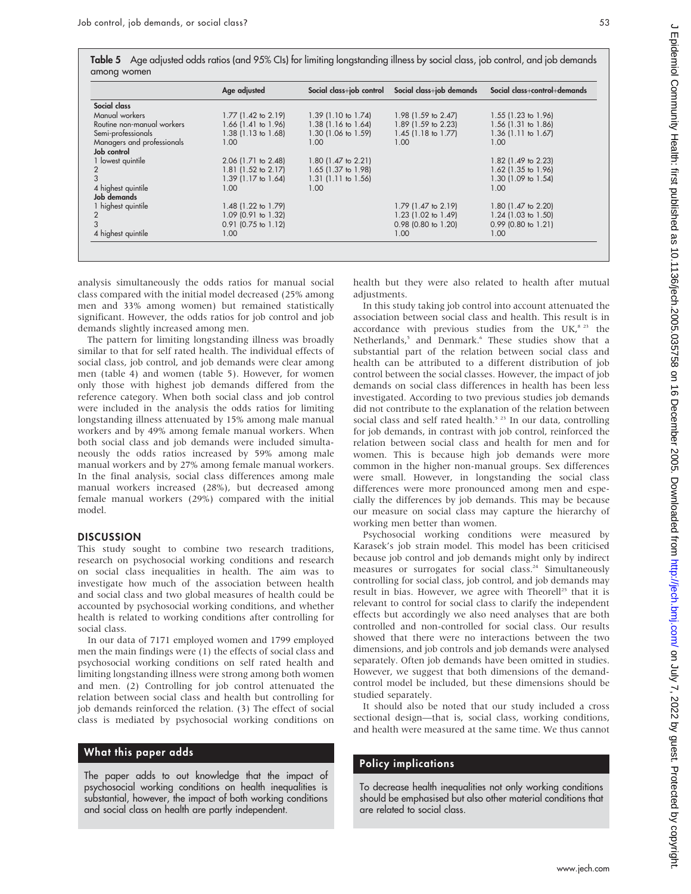**Table 5** Age adjusted odds ratios (and 95% CIs) for limiting longstanding illness by social class, job control, and job demands among women

| | Age adjusted | Social class+job control | Social class+job demands | Social class+control+demands |
|---|---|---|---|---|
| **Social class** | | | | |
| Manual workers | 1.77 (1.42 to 2.19) | 1.39 (1.10 to 1.74) | 1.98 (1.59 to 2.47) | 1.55 (1.23 to 1.96) |
| Routine non-manual workers | 1.66 (1.41 to 1.96) | 1.38 (1.16 to 1.64) | 1.89 (1.59 to 2.23) | 1.56 (1.31 to 1.86) |
| Semi-professionals | 1.38 (1.13 to 1.68) | 1.30 (1.06 to 1.59) | 1.45 (1.18 to 1.77) | 1.36 (1.11 to 1.67) |
| Managers and professionals | 1.00 | 1.00 | 1.00 | 1.00 |
| **Job control** | | | | |
| 1 lowest quintile | 2.06 (1.71 to 2.48) | 1.80 (1.47 to 2.21) | | 1.82 (1.49 to 2.23) |
| 2 | 1.81 (1.52 to 2.17) | 1.65 (1.37 to 1.98) | | 1.62 (1.35 to 1.96) |
| 3 | 1.39 (1.17 to 1.64) | 1.31 (1.11 to 1.56) | | 1.30 (1.09 to 1.54) |
| 4 highest quintile | 1.00 | 1.00 | | 1.00 |
| **Job demands** | | | | |
| 1 highest quintile | 1.48 (1.22 to 1.79) | | 1.79 (1.47 to 2.19) | 1.80 (1.47 to 2.20) |
| 2 | 1.09 (0.91 to 1.32) | | 1.23 (1.02 to 1.49) | 1.24 (1.03 to 1.50) |
| 3 | 0.91 (0.75 to 1.12) | | 0.98 (0.80 to 1.20) | 0.99 (0.80 to 1.21) |
| 4 highest quintile | 1.00 | | 1.00 | 1.00 |

analysis simultaneously the odds ratios for manual social class compared with the initial model decreased (25% among men and 33% among women) but remained statistically significant. However, the odds ratios for job control and job demands slightly increased among men.

The pattern for limiting longstanding illness was broadly similar to that for self rated health. The individual effects of social class, job control, and job demands were clear among men (table 4) and women (table 5). However, for women only those with highest job demands differed from the reference category. When both social class and job control were included in the analysis the odds ratios for limiting longstanding illness attenuated by 15% among male manual workers and by 49% among female manual workers. When both social class and job demands were included simultaneously the odds ratios increased by 59% among male manual workers and by 27% among female manual workers. In the final analysis, social class differences among male manual workers increased (28%), but decreased among female manual workers (29%) compared with the initial model.

## DISCUSSION

This study sought to combine two research traditions, research on psychosocial working conditions and research on social class inequalities in health. The aim was to investigate how much of the association between health and social class and two global measures of health could be accounted by psychosocial working conditions, and whether health is related to working conditions after controlling for social class.

In our data of 7171 employed women and 1799 employed men the main findings were (1) the effects of social class and psychosocial working conditions on self rated health and limiting longstanding illness were strong among both women and men. (2) Controlling for job control attenuated the relation between social class and health but controlling for job demands reinforced the relation. (3) The effect of social class is mediated by psychosocial working conditions on health but they were also related to health after mutual adjustments.

In this study taking job control into account attenuated the association between social class and health. This result is in accordance with previous studies from the UK,[8 23] the Netherlands,[5] and Denmark.[6] These studies show that a substantial part of the relation between social class and health can be attributed to a different distribution of job control between the social classes. However, the impact of job demands on social class differences in health has been less investigated. According to two previous studies job demands did not contribute to the explanation of the relation between social class and self rated health.[5 23] In our data, controlling for job demands, in contrast with job control, reinforced the relation between social class and health for men and for women. This is because high job demands were more common in the higher non-manual groups. Sex differences were small. However, in longstanding the social class differences were more pronounced among men and especially the differences by job demands. This may be because our measure on social class may capture the hierarchy of working men better than women.

Psychosocial working conditions were measured by Karasek's job strain model. This model has been criticised because job control and job demands might only by indirect measures or surrogates for social class.[24] Simultaneously controlling for social class, job control, and job demands may result in bias. However, we agree with Theorell[25] that it is relevant to control for social class to clarify the independent effects but accordingly we also need analyses that are both controlled and non-controlled for social class. Our results showed that there were no interactions between the two dimensions, and job controls and job demands were analysed separately. Often job demands have been omitted in studies. However, we suggest that both dimensions of the demand-control model be included, but these dimensions should be studied separately.

It should also be noted that our study included a cross sectional design—that is, social class, working conditions, and health were measured at the same time. We thus cannot

### What this paper adds

The paper adds to out knowledge that the impact of psychosocial working conditions on health inequalities is substantial, however, the impact of both working conditions and social class on health are partly independent.

### Policy implications

To decrease health inequalities not only working conditions should be emphasised but also other material conditions that are related to social class.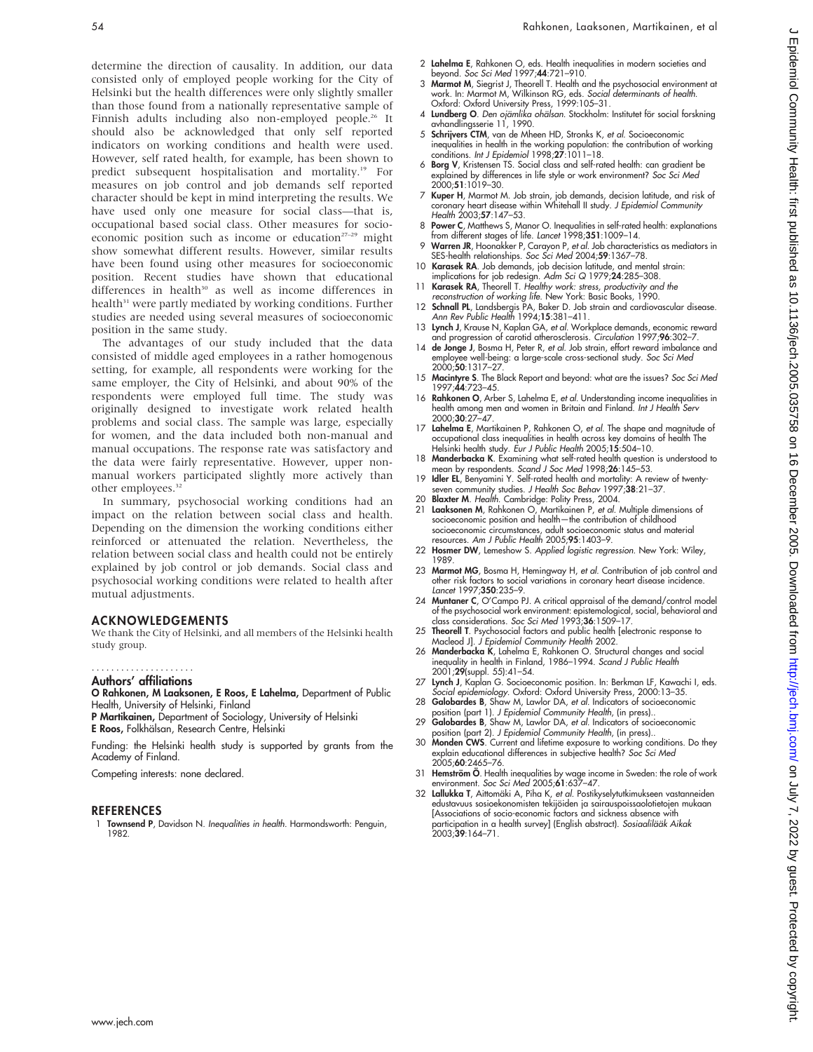determine the direction of causality. In addition, our data consisted only of employed people working for the City of Helsinki but the health differences were only slightly smaller than those found from a nationally representative sample of Finnish adults including also non-employed people.[26] It should also be acknowledged that only self reported indicators on working conditions and health were used. However, self rated health, for example, has been shown to predict subsequent hospitalisation and mortality.[19] For measures on job control and job demands self reported character should be kept in mind interpreting the results. We have used only one measure for social class—that is, occupational based social class. Other measures for socioeconomic position such as income or education[27–29] might show somewhat different results. However, similar results have been found using other measures for socioeconomic position. Recent studies have shown that educational differences in health[30] as well as income differences in health[31] were partly mediated by working conditions. Further studies are needed using several measures of socioeconomic position in the same study.

The advantages of our study included that the data consisted of middle aged employees in a rather homogenous setting, for example, all respondents were working for the same employer, the City of Helsinki, and about 90% of the respondents were employed full time. The study was originally designed to investigate work related health problems and social class. The sample was large, especially for women, and the data included both non-manual and manual occupations. The response rate was satisfactory and the data were fairly representative. However, upper non-manual workers participated slightly more actively than other employees.[32]

In summary, psychosocial working conditions had an impact on the relation between social class and health. Depending on the dimension the working conditions either reinforced or attenuated the relation. Nevertheless, the relation between social class and health could not be entirely explained by job control or job demands. Social class and psychosocial working conditions were related to health after mutual adjustments.

## ACKNOWLEDGEMENTS

We thank the City of Helsinki, and all members of the Helsinki health study group.

### Authors' affiliations

**O Rahkonen, M Laaksonen, E Roos, E Lahelma,** Department of Public Health, University of Helsinki, Finland
**P Martikainen,** Department of Sociology, University of Helsinki
**E Roos,** Folkhälsan, Research Centre, Helsinki

Funding: the Helsinki health study is supported by grants from the Academy of Finland.

Competing interests: none declared.

## REFERENCES

1. **Townsend P**, Davidson N. *Inequalities in health*. Harmondsworth: Penguin, 1982.
2. **Lahelma E**, Rahkonen O, eds. Health inequalities in modern societies and beyond. *Soc Sci Med* 1997;**44**:721–910.
3. **Marmot M**, Siegrist J, Theorell T. Health and the psychosocial environment at work. In: Marmot M, Wilkinson RG, eds. *Social determinants of health*. Oxford: Oxford University Press, 1999:105–31.
4. **Lundberg O**. *Den ojämlika ohälsan*. Stockholm: Institutet för social forskning avhandlingsserie 11, 1990.
5. **Schrijvers CTM**, van de Mheen HD, Stronks K, *et al*. Socioeconomic inequalities in health in the working population: the contribution of working conditions. *Int J Epidemiol* 1998;**27**:1011–18.
6. **Borg V**, Kristensen TS. Social class and self-rated health: can gradient be explained by differences in life style or work environment? *Soc Sci Med* 2000;**51**:1019–30.
7. **Kuper H**, Marmot M. Job strain, job demands, decision latitude, and risk of coronary heart disease within Whitehall II study. *J Epidemiol Community Health* 2003;**57**:147–53.
8. **Power C**, Matthews S, Manor O. Inequalities in self-rated health: explanations from different stages of life. *Lancet* 1998;**351**:1009–14.
9. **Warren JR**, Hoonakker P, Carayon P, *et al*. Job characteristics as mediators in SES-health relationships. *Soc Sci Med* 2004;**59**:1367–78.
10. **Karasek RA**. Job demands, job decision latitude, and mental strain: implications for job redesign. *Adm Sci Q* 1979;**24**:285–308.
11. **Karasek RA**, Theorell T. *Healthy work: stress, productivity and the reconstruction of working life*. New York: Basic Books, 1990.
12. **Schnall PL**, Landsbergis PA, Baker D. Job strain and cardiovascular disease. *Ann Rev Public Health* 1994;**15**:381–411.
13. **Lynch J**, Krause N, Kaplan GA, *et al*. Workplace demands, economic reward and progression of carotid atherosclerosis. *Circulation* 1997;**96**:302–7.
14. **de Jonge J**, Bosma H, Peter R, *et al*. Job strain, effort reward imbalance and employee well-being: a large-scale cross-sectional study. *Soc Sci Med* 2000;**50**:1317–27.
15. **Macintyre S**. The Black Report and beyond: what are the issues? *Soc Sci Med* 1997;**44**:723–45.
16. **Rahkonen O**, Arber S, Lahelma E, *et al*. Understanding income inequalities in health among men and women in Britain and Finland. *Int J Health Serv* 2000;**30**:27–47.
17. **Lahelma E**, Martikainen P, Rahkonen O, *et al*. The shape and magnitude of occupational class inequalities in health across key domains of health The Helsinki health study. *Eur J Public Health* 2005;**15**:504–10.
18. **Manderbacka K**. Examining what self-rated health question is understood to mean by respondents. *Scand J Soc Med* 1998;**26**:145–53.
19. **Idler EL**, Benyamini Y. Self-rated health and mortality: A review of twenty-seven community studies. *J Health Soc Behav* 1997;**38**:21–37.
20. **Blaxter M**. *Health*. Cambridge: Polity Press, 2004.
21. **Laaksonen M**, Rahkonen O, Martikainen P, *et al*. Multiple dimensions of socioeconomic position and health—the contribution of childhood socioeconomic circumstances, adult socioeconomic status and material resources. *Am J Public Health* 2005;**95**:1403–9.
22. **Hosmer DW**, Lemeshow S. *Applied logistic regression*. New York: Wiley, 1989.
23. **Marmot MG**, Bosma H, Hemingway H, *et al*. Contribution of job control and other risk factors to social variations in coronary heart disease incidence. *Lancet* 1997;**350**:235–9.
24. **Muntaner C**, O'Campo PJ. A critical appraisal of the demand/control model of the psychosocial work environment: epistemological, social, behavioral and class considerations. *Soc Sci Med* 1993;**36**:1509–17.
25. **Theorell T**. Psychosocial factors and public health [electronic response to Macleod J]. *J Epidemiol Community Health* 2002.
26. **Manderbacka K**, Lahelma E, Rahkonen O. Structural changes and social inequality in health in Finland, 1986–1994. *Scand J Public Health* 2001;**29**(suppl. 55):41–54.
27. **Lynch J**, Kaplan G. Socioeconomic position. In: Berkman LF, Kawachi I, eds. *Social epidemiology*. Oxford: Oxford University Press, 2000:13–35.
28. **Galobardes B**, Shaw M, Lawlor DA, *et al*. Indicators of socioeconomic position (part 1). *J Epidemiol Community Health*, (in press)..
29. **Galobardes B**, Shaw M, Lawlor DA, *et al*. Indicators of socioeconomic position (part 2). *J Epidemiol Community Health*, (in press)..
30. **Monden CWS**. Current and lifetime exposure to working conditions. Do they explain educational differences in subjective health? *Soc Sci Med* 2005;**60**:2465–76.
31. **Hemström Ö**. Health inequalities by wage income in Sweden: the role of work environment. *Soc Sci Med* 2005;**61**:637–47.
32. **Lallukka T**, Aittomäki A, Piha K, *et al*. Postikyselytutkimukseen vastanneiden edustavuus sosioekonomisten tekijöiden ja sairauspoissaolotietojen mukaan [Associations of socio-economic factors and sickness absence with participation in a health survey] (English abstract). *Sosiaalilääk Aikak* 2003;**39**:164–71.